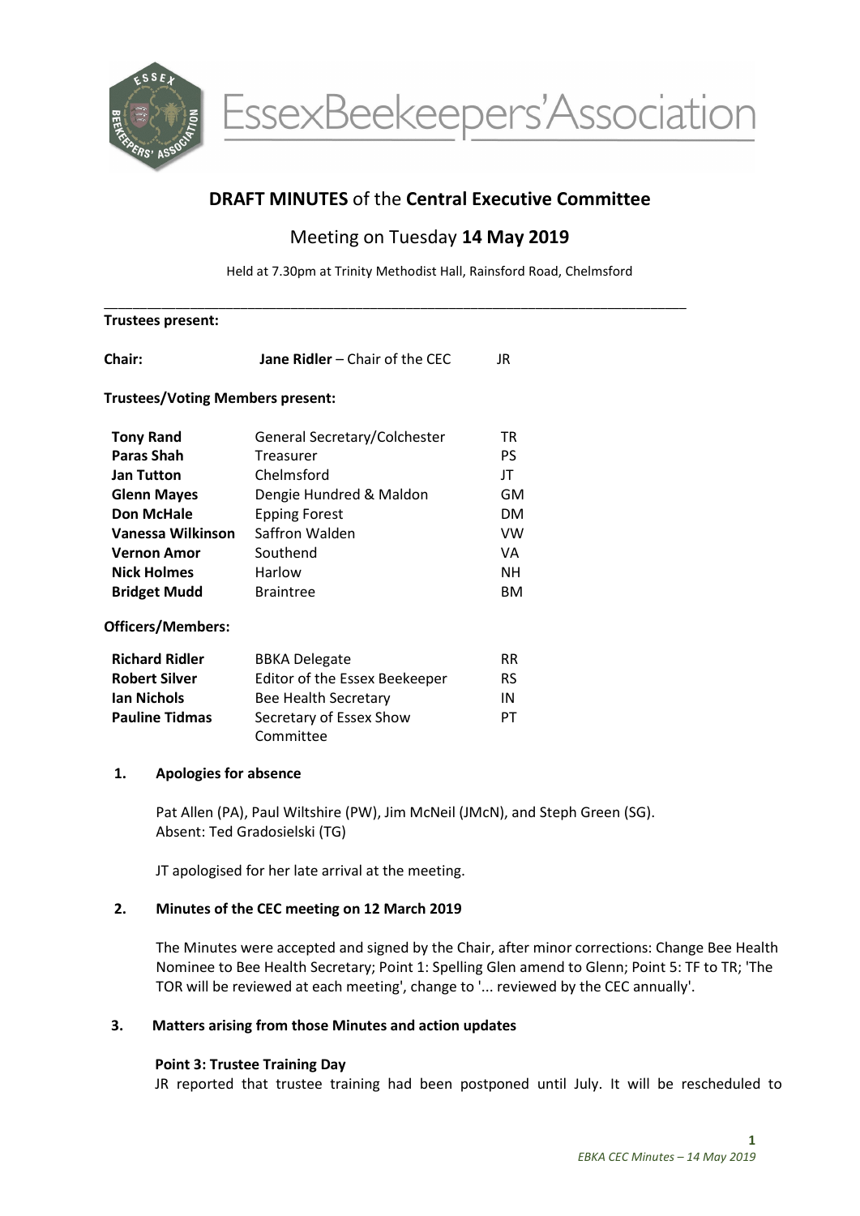EssexBeekeepers'Association

# DRAFT MINUTES of the Central Executive Committee

## Meeting on Tuesday 14 May 2019

Held at 7.30pm at Trinity Methodist Hall, Rainsford Road, Chelmsford

---

**Trustees present:**

| | | |
|---|---|---|
| **Chair:** | **Jane Ridler** – Chair of the CEC | JR |

**Trustees/Voting Members present:**

| | | |
|---|---|---|
| **Tony Rand** | General Secretary/Colchester | TR |
| **Paras Shah** | Treasurer | PS |
| **Jan Tutton** | Chelmsford | JT |
| **Glenn Mayes** | Dengie Hundred & Maldon | GM |
| **Don McHale** | Epping Forest | DM |
| **Vanessa Wilkinson** | Saffron Walden | VW |
| **Vernon Amor** | Southend | VA |
| **Nick Holmes** | Harlow | NH |
| **Bridget Mudd** | Braintree | BM |

**Officers/Members:**

| | | |
|---|---|---|
| **Richard Ridler** | BBKA Delegate | RR |
| **Robert Silver** | Editor of the Essex Beekeeper | RS |
| **Ian Nichols** | Bee Health Secretary | IN |
| **Pauline Tidmas** | Secretary of Essex Show Committee | PT |

### 1. Apologies for absence

Pat Allen (PA), Paul Wiltshire (PW), Jim McNeil (JMcN), and Steph Green (SG).
Absent: Ted Gradosielski (TG)

JT apologised for her late arrival at the meeting.

### 2. Minutes of the CEC meeting on 12 March 2019

The Minutes were accepted and signed by the Chair, after minor corrections: Change Bee Health Nominee to Bee Health Secretary; Point 1: Spelling Glen amend to Glenn; Point 5: TF to TR; 'The TOR will be reviewed at each meeting', change to '... reviewed by the CEC annually'.

### 3. Matters arising from those Minutes and action updates

**Point 3: Trustee Training Day**

JR reported that trustee training had been postponed until July. It will be rescheduled to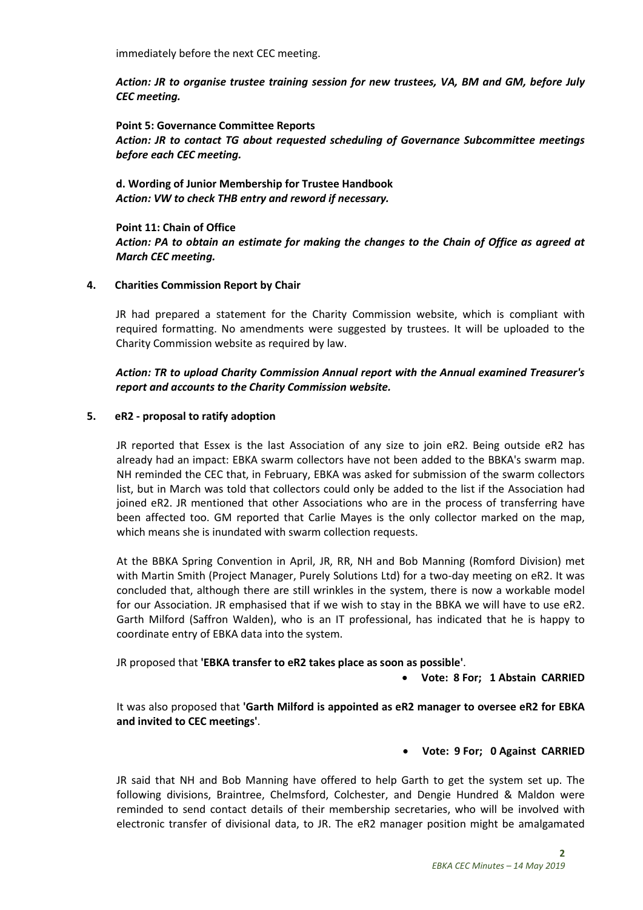immediately before the next CEC meeting.

***Action: JR to organise trustee training session for new trustees, VA, BM and GM, before July CEC meeting.***

**Point 5: Governance Committee Reports**
***Action: JR to contact TG about requested scheduling of Governance Subcommittee meetings before each CEC meeting.***

**d. Wording of Junior Membership for Trustee Handbook**
***Action: VW to check THB entry and reword if necessary.***

**Point 11: Chain of Office**
***Action: PA to obtain an estimate for making the changes to the Chain of Office as agreed at March CEC meeting.***

## 4. Charities Commission Report by Chair

JR had prepared a statement for the Charity Commission website, which is compliant with required formatting. No amendments were suggested by trustees. It will be uploaded to the Charity Commission website as required by law.

***Action: TR to upload Charity Commission Annual report with the Annual examined Treasurer's report and accounts to the Charity Commission website.***

## 5. eR2 - proposal to ratify adoption

JR reported that Essex is the last Association of any size to join eR2. Being outside eR2 has already had an impact: EBKA swarm collectors have not been added to the BBKA's swarm map. NH reminded the CEC that, in February, EBKA was asked for submission of the swarm collectors list, but in March was told that collectors could only be added to the list if the Association had joined eR2. JR mentioned that other Associations who are in the process of transferring have been affected too. GM reported that Carlie Mayes is the only collector marked on the map, which means she is inundated with swarm collection requests.

At the BBKA Spring Convention in April, JR, RR, NH and Bob Manning (Romford Division) met with Martin Smith (Project Manager, Purely Solutions Ltd) for a two-day meeting on eR2. It was concluded that, although there are still wrinkles in the system, there is now a workable model for our Association. JR emphasised that if we wish to stay in the BBKA we will have to use eR2. Garth Milford (Saffron Walden), who is an IT professional, has indicated that he is happy to coordinate entry of EBKA data into the system.

JR proposed that **'EBKA transfer to eR2 takes place as soon as possible'**.

- **Vote: 8 For; 1 Abstain CARRIED**

It was also proposed that **'Garth Milford is appointed as eR2 manager to oversee eR2 for EBKA and invited to CEC meetings'**.

- **Vote: 9 For; 0 Against CARRIED**

JR said that NH and Bob Manning have offered to help Garth to get the system set up. The following divisions, Braintree, Chelmsford, Colchester, and Dengie Hundred & Maldon were reminded to send contact details of their membership secretaries, who will be involved with electronic transfer of divisional data, to JR. The eR2 manager position might be amalgamated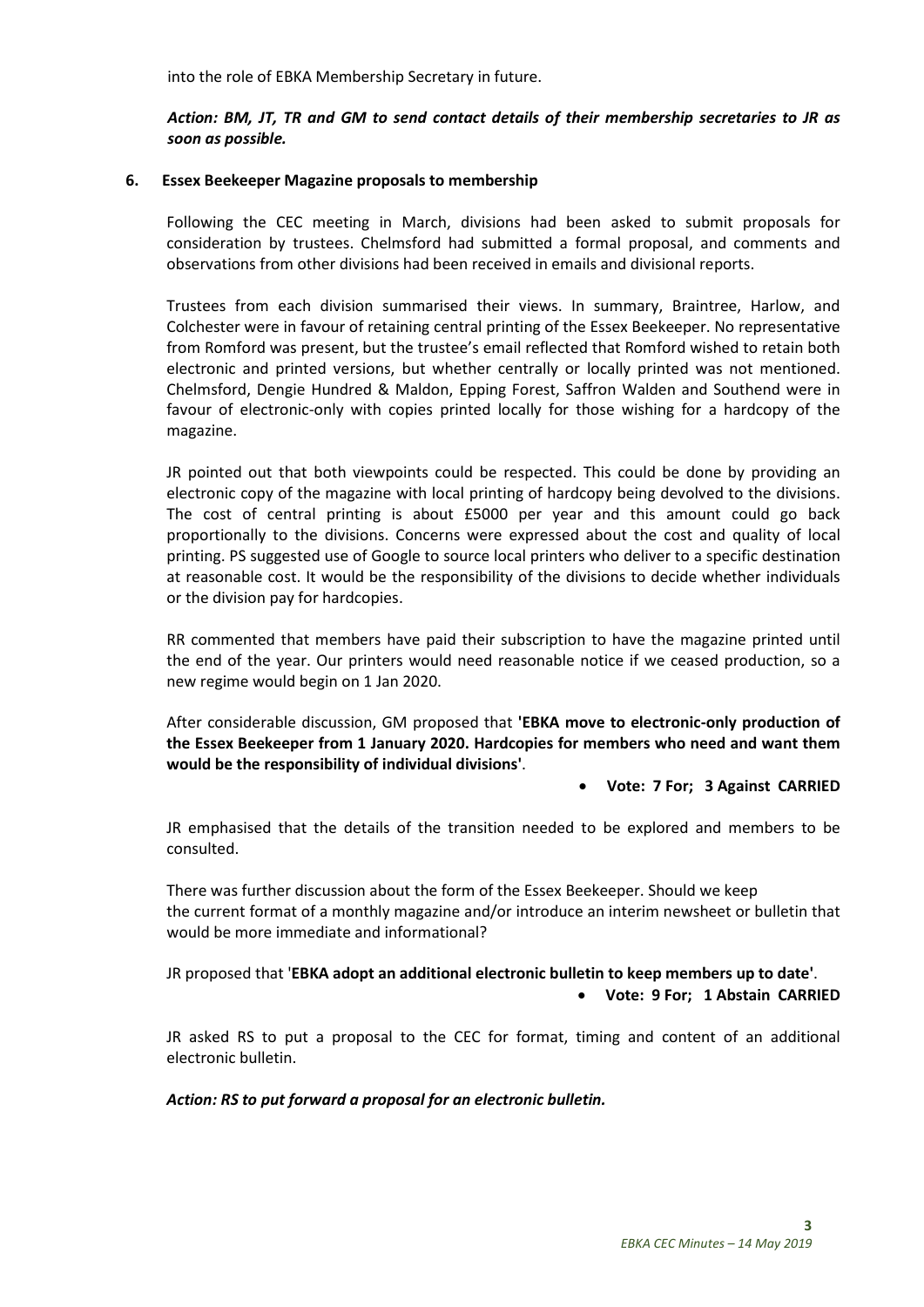into the role of EBKA Membership Secretary in future.

***Action: BM, JT, TR and GM to send contact details of their membership secretaries to JR as soon as possible.***

## 6. Essex Beekeeper Magazine proposals to membership

Following the CEC meeting in March, divisions had been asked to submit proposals for consideration by trustees. Chelmsford had submitted a formal proposal, and comments and observations from other divisions had been received in emails and divisional reports.

Trustees from each division summarised their views. In summary, Braintree, Harlow, and Colchester were in favour of retaining central printing of the Essex Beekeeper. No representative from Romford was present, but the trustee's email reflected that Romford wished to retain both electronic and printed versions, but whether centrally or locally printed was not mentioned. Chelmsford, Dengie Hundred & Maldon, Epping Forest, Saffron Walden and Southend were in favour of electronic-only with copies printed locally for those wishing for a hardcopy of the magazine.

JR pointed out that both viewpoints could be respected. This could be done by providing an electronic copy of the magazine with local printing of hardcopy being devolved to the divisions. The cost of central printing is about £5000 per year and this amount could go back proportionally to the divisions. Concerns were expressed about the cost and quality of local printing. PS suggested use of Google to source local printers who deliver to a specific destination at reasonable cost. It would be the responsibility of the divisions to decide whether individuals or the division pay for hardcopies.

RR commented that members have paid their subscription to have the magazine printed until the end of the year. Our printers would need reasonable notice if we ceased production, so a new regime would begin on 1 Jan 2020.

After considerable discussion, GM proposed that **'EBKA move to electronic-only production of the Essex Beekeeper from 1 January 2020. Hardcopies for members who need and want them would be the responsibility of individual divisions'**.

- **Vote: 7 For; 3 Against CARRIED**

JR emphasised that the details of the transition needed to be explored and members to be consulted.

There was further discussion about the form of the Essex Beekeeper. Should we keep the current format of a monthly magazine and/or introduce an interim newsheet or bulletin that would be more immediate and informational?

JR proposed that '**EBKA adopt an additional electronic bulletin to keep members up to date'**.

- **Vote: 9 For; 1 Abstain CARRIED**

JR asked RS to put a proposal to the CEC for format, timing and content of an additional electronic bulletin.

***Action: RS to put forward a proposal for an electronic bulletin.***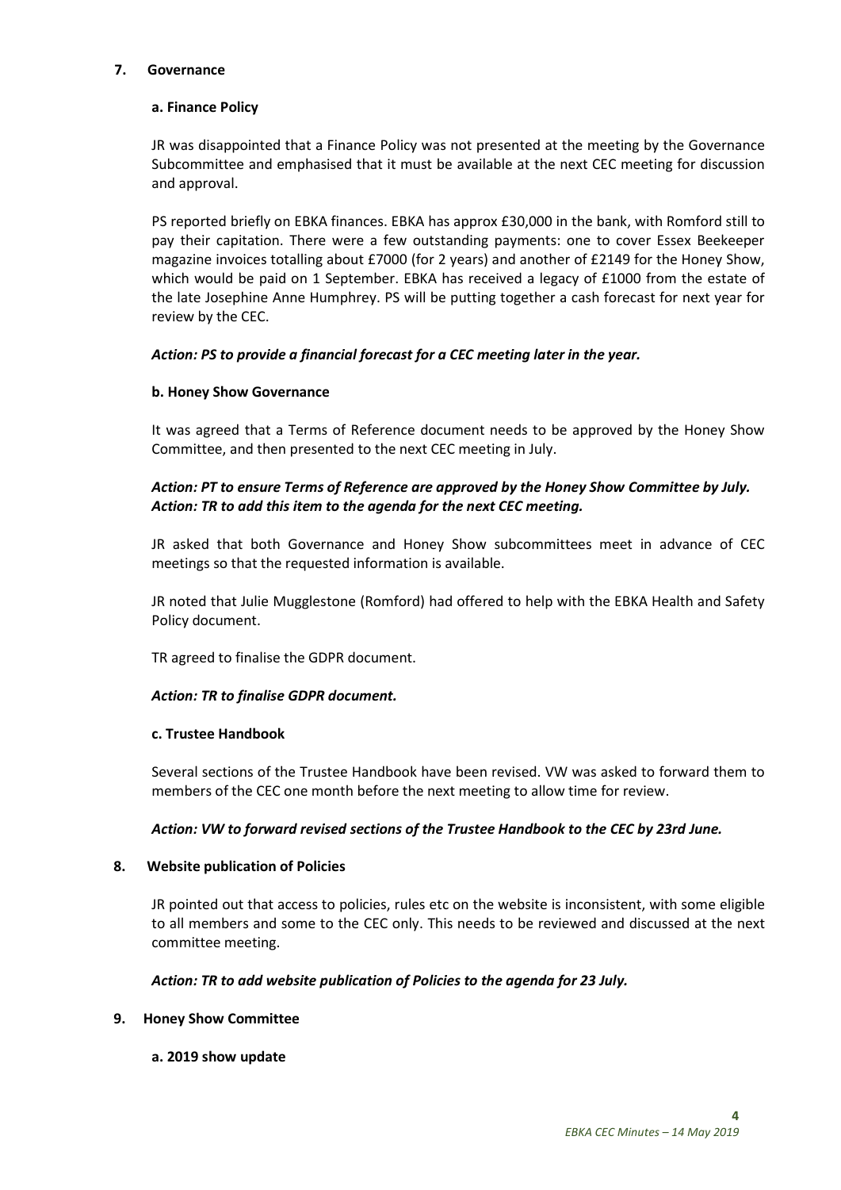## 7. Governance

### a. Finance Policy

JR was disappointed that a Finance Policy was not presented at the meeting by the Governance Subcommittee and emphasised that it must be available at the next CEC meeting for discussion and approval.

PS reported briefly on EBKA finances. EBKA has approx £30,000 in the bank, with Romford still to pay their capitation. There were a few outstanding payments: one to cover Essex Beekeeper magazine invoices totalling about £7000 (for 2 years) and another of £2149 for the Honey Show, which would be paid on 1 September. EBKA has received a legacy of £1000 from the estate of the late Josephine Anne Humphrey. PS will be putting together a cash forecast for next year for review by the CEC.

***Action: PS to provide a financial forecast for a CEC meeting later in the year.***

### b. Honey Show Governance

It was agreed that a Terms of Reference document needs to be approved by the Honey Show Committee, and then presented to the next CEC meeting in July.

***Action: PT to ensure Terms of Reference are approved by the Honey Show Committee by July.***
***Action: TR to add this item to the agenda for the next CEC meeting.***

JR asked that both Governance and Honey Show subcommittees meet in advance of CEC meetings so that the requested information is available.

JR noted that Julie Mugglestone (Romford) had offered to help with the EBKA Health and Safety Policy document.

TR agreed to finalise the GDPR document.

***Action: TR to finalise GDPR document.***

### c. Trustee Handbook

Several sections of the Trustee Handbook have been revised. VW was asked to forward them to members of the CEC one month before the next meeting to allow time for review.

***Action: VW to forward revised sections of the Trustee Handbook to the CEC by 23rd June.***

## 8. Website publication of Policies

JR pointed out that access to policies, rules etc on the website is inconsistent, with some eligible to all members and some to the CEC only. This needs to be reviewed and discussed at the next committee meeting.

***Action: TR to add website publication of Policies to the agenda for 23 July.***

## 9. Honey Show Committee

### a. 2019 show update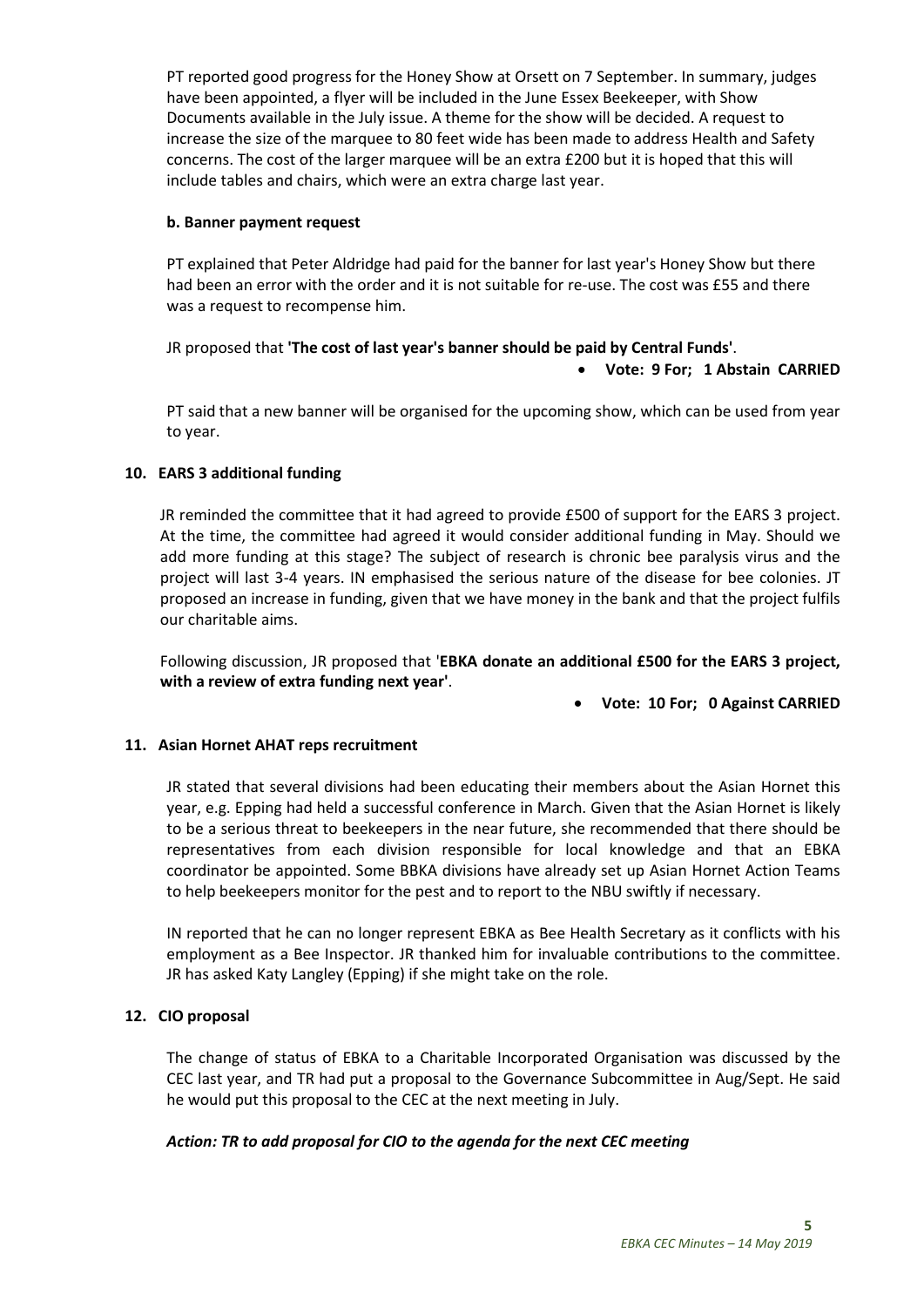PT reported good progress for the Honey Show at Orsett on 7 September. In summary, judges have been appointed, a flyer will be included in the June Essex Beekeeper, with Show Documents available in the July issue. A theme for the show will be decided. A request to increase the size of the marquee to 80 feet wide has been made to address Health and Safety concerns. The cost of the larger marquee will be an extra £200 but it is hoped that this will include tables and chairs, which were an extra charge last year.

**b. Banner payment request**

PT explained that Peter Aldridge had paid for the banner for last year's Honey Show but there had been an error with the order and it is not suitable for re-use. The cost was £55 and there was a request to recompense him.

JR proposed that **'The cost of last year's banner should be paid by Central Funds'**.

- **Vote: 9 For; 1 Abstain CARRIED**

PT said that a new banner will be organised for the upcoming show, which can be used from year to year.

### 10. EARS 3 additional funding

JR reminded the committee that it had agreed to provide £500 of support for the EARS 3 project. At the time, the committee had agreed it would consider additional funding in May. Should we add more funding at this stage? The subject of research is chronic bee paralysis virus and the project will last 3-4 years. IN emphasised the serious nature of the disease for bee colonies. JT proposed an increase in funding, given that we have money in the bank and that the project fulfils our charitable aims.

Following discussion, JR proposed that '**EBKA donate an additional £500 for the EARS 3 project, with a review of extra funding next year'**.

- **Vote: 10 For; 0 Against CARRIED**

### 11. Asian Hornet AHAT reps recruitment

JR stated that several divisions had been educating their members about the Asian Hornet this year, e.g. Epping had held a successful conference in March. Given that the Asian Hornet is likely to be a serious threat to beekeepers in the near future, she recommended that there should be representatives from each division responsible for local knowledge and that an EBKA coordinator be appointed. Some BBKA divisions have already set up Asian Hornet Action Teams to help beekeepers monitor for the pest and to report to the NBU swiftly if necessary.

IN reported that he can no longer represent EBKA as Bee Health Secretary as it conflicts with his employment as a Bee Inspector. JR thanked him for invaluable contributions to the committee. JR has asked Katy Langley (Epping) if she might take on the role.

### 12. CIO proposal

The change of status of EBKA to a Charitable Incorporated Organisation was discussed by the CEC last year, and TR had put a proposal to the Governance Subcommittee in Aug/Sept. He said he would put this proposal to the CEC at the next meeting in July.

***Action: TR to add proposal for CIO to the agenda for the next CEC meeting***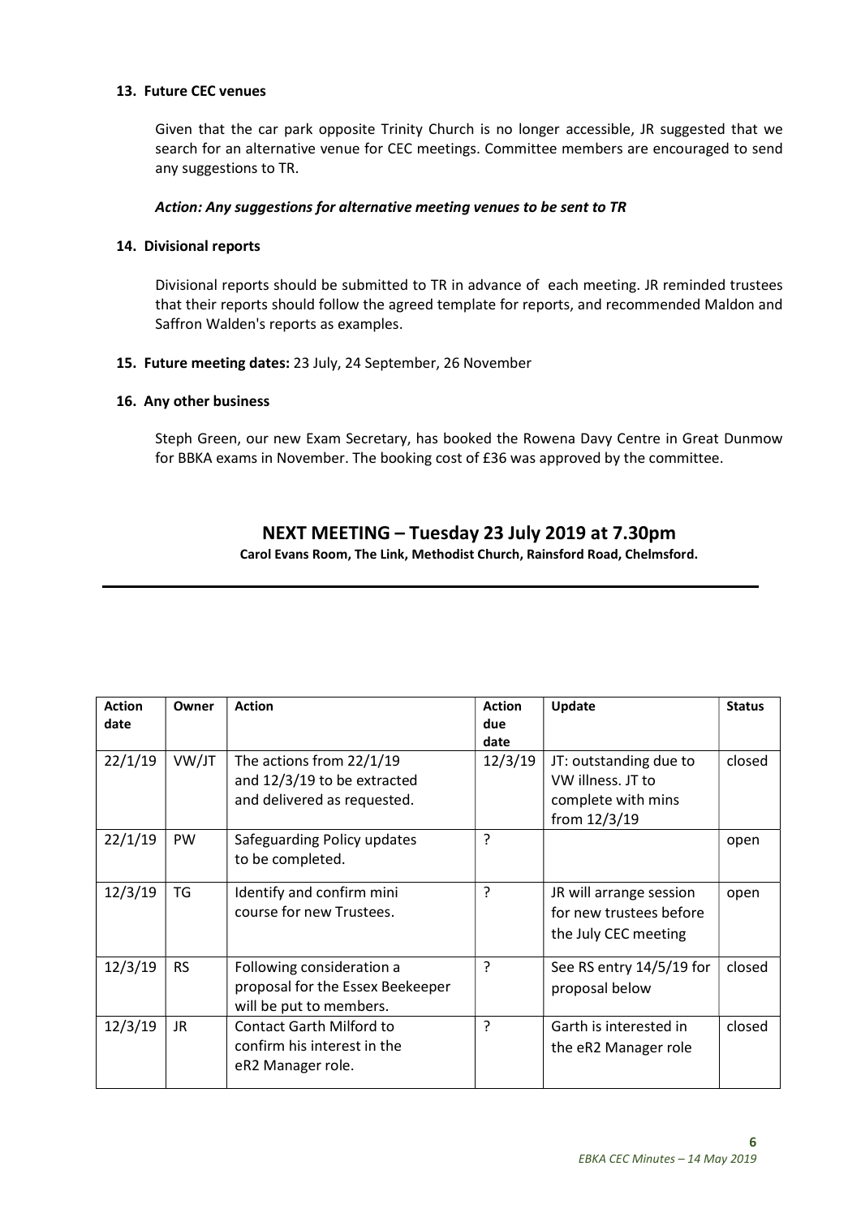### 13. Future CEC venues

Given that the car park opposite Trinity Church is no longer accessible, JR suggested that we search for an alternative venue for CEC meetings. Committee members are encouraged to send any suggestions to TR.

***Action: Any suggestions for alternative meeting venues to be sent to TR***

### 14. Divisional reports

Divisional reports should be submitted to TR in advance of each meeting. JR reminded trustees that their reports should follow the agreed template for reports, and recommended Maldon and Saffron Walden's reports as examples.

### 15. Future meeting dates: 23 July, 24 September, 26 November

### 16. Any other business

Steph Green, our new Exam Secretary, has booked the Rowena Davy Centre in Great Dunmow for BBKA exams in November. The booking cost of £36 was approved by the committee.

## NEXT MEETING – Tuesday 23 July 2019 at 7.30pm

**Carol Evans Room, The Link, Methodist Church, Rainsford Road, Chelmsford.**

---

| Action date | Owner | Action | Action due date | Update | Status |
|---|---|---|---|---|---|
| 22/1/19 | VW/JT | The actions from 22/1/19 and 12/3/19 to be extracted and delivered as requested. | 12/3/19 | JT: outstanding due to VW illness. JT to complete with mins from 12/3/19 | closed |
| 22/1/19 | PW | Safeguarding Policy updates to be completed. | ? | | open |
| 12/3/19 | TG | Identify and confirm mini course for new Trustees. | ? | JR will arrange session for new trustees before the July CEC meeting | open |
| 12/3/19 | RS | Following consideration a proposal for the Essex Beekeeper will be put to members. | ? | See RS entry 14/5/19 for proposal below | closed |
| 12/3/19 | JR | Contact Garth Milford to confirm his interest in the eR2 Manager role. | ? | Garth is interested in the eR2 Manager role | closed |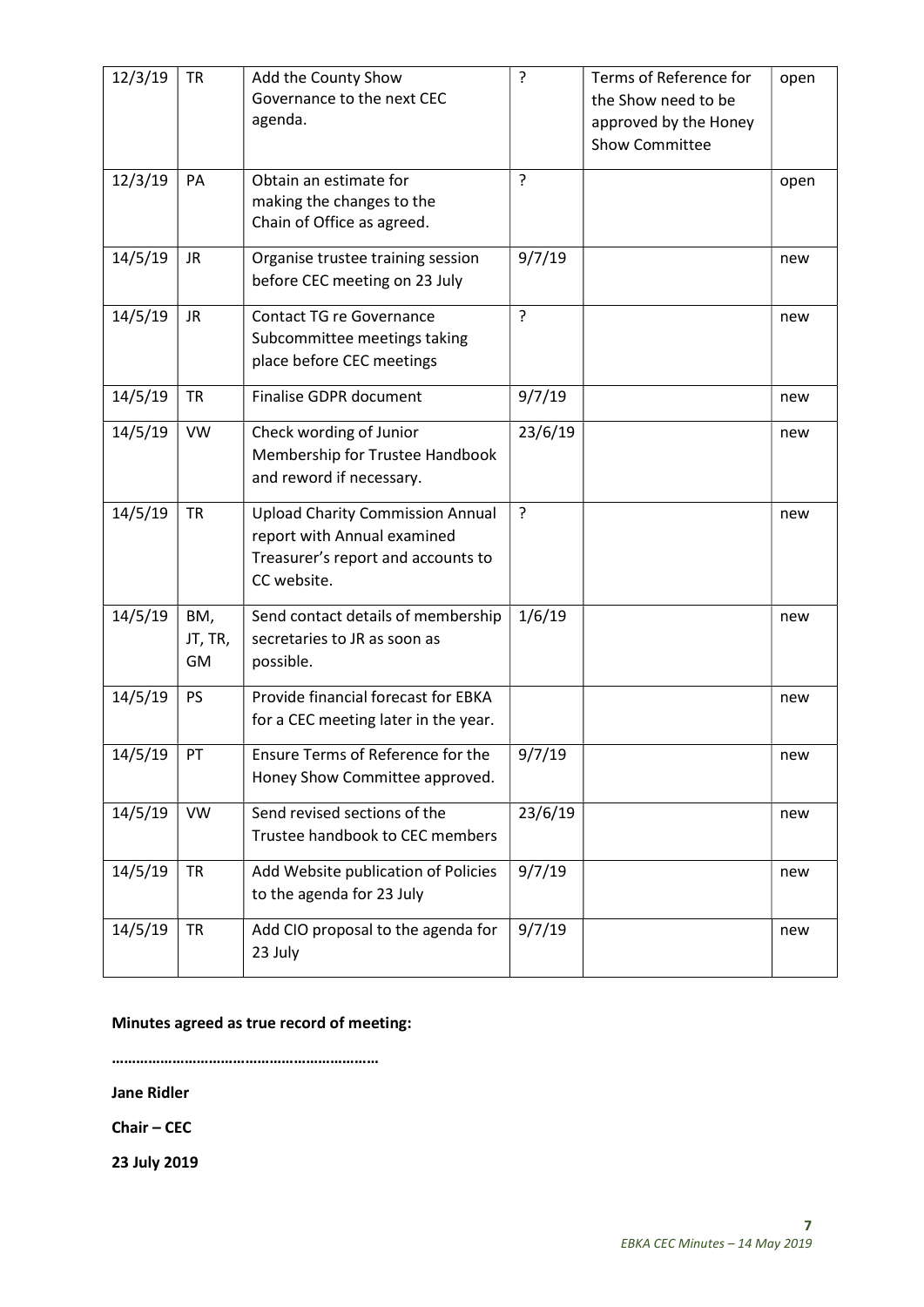| | | | | | |
|---|---|---|---|---|---|
| 12/3/19 | TR | Add the County Show Governance to the next CEC agenda. | ? | Terms of Reference for the Show need to be approved by the Honey Show Committee | open |
| 12/3/19 | PA | Obtain an estimate for making the changes to the Chain of Office as agreed. | ? | | open |
| 14/5/19 | JR | Organise trustee training session before CEC meeting on 23 July | 9/7/19 | | new |
| 14/5/19 | JR | Contact TG re Governance Subcommittee meetings taking place before CEC meetings | ? | | new |
| 14/5/19 | TR | Finalise GDPR document | 9/7/19 | | new |
| 14/5/19 | VW | Check wording of Junior Membership for Trustee Handbook and reword if necessary. | 23/6/19 | | new |
| 14/5/19 | TR | Upload Charity Commission Annual report with Annual examined Treasurer's report and accounts to CC website. | ? | | new |
| 14/5/19 | BM, JT, TR, GM | Send contact details of membership secretaries to JR as soon as possible. | 1/6/19 | | new |
| 14/5/19 | PS | Provide financial forecast for EBKA for a CEC meeting later in the year. | | | new |
| 14/5/19 | PT | Ensure Terms of Reference for the Honey Show Committee approved. | 9/7/19 | | new |
| 14/5/19 | VW | Send revised sections of the Trustee handbook to CEC members | 23/6/19 | | new |
| 14/5/19 | TR | Add Website publication of Policies to the agenda for 23 July | 9/7/19 | | new |
| 14/5/19 | TR | Add CIO proposal to the agenda for 23 July | 9/7/19 | | new |

**Minutes agreed as true record of meeting:**

**………………………………………………………**

**Jane Ridler**

**Chair – CEC**

**23 July 2019**